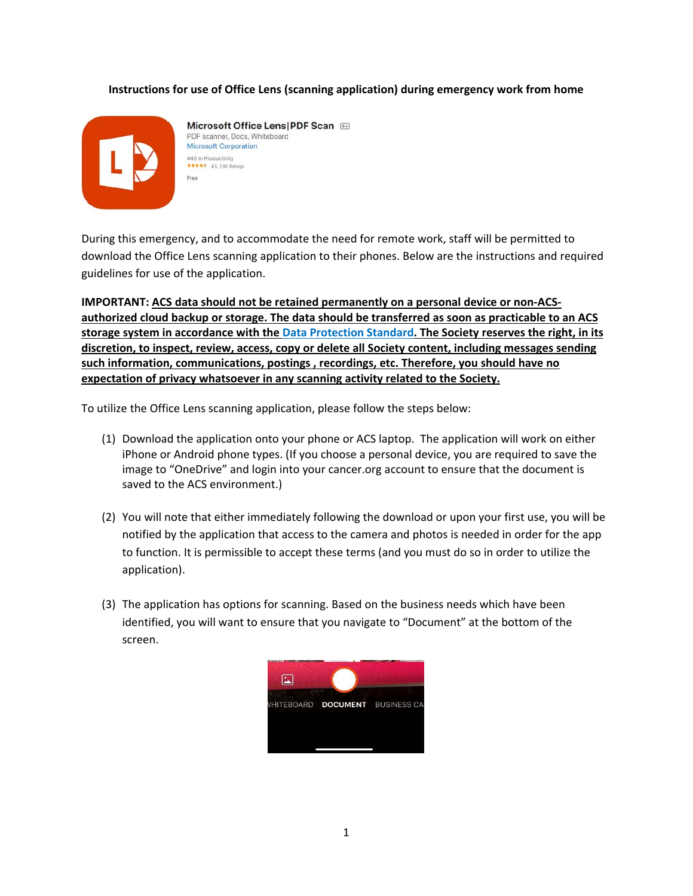**Instructions for use of Office Lens (scanning application) during emergency work from home**

During this emergency, and to accommodate the need for remote work, staff will be permitted to download the Office Lens scanning application to their phones. Below are the instructions and required guidelines for use of the application.

**IMPORTANT: ACS data should not be retained permanently on a personal device or non-ACS-authorized cloud backup or storage. The data should be transferred as soon as practicable to an ACS storage system in accordance with the Data Protection Standard. The Society reserves the right, in its discretion, to inspect, review, access, copy or delete all Society content, including messages sending such information, communications, postings , recordings, etc. Therefore, you should have no expectation of privacy whatsoever in any scanning activity related to the Society.**

To utilize the Office Lens scanning application, please follow the steps below:

(1) Download the application onto your phone or ACS laptop. The application will work on either iPhone or Android phone types. (If you choose a personal device, you are required to save the image to "OneDrive" and login into your cancer.org account to ensure that the document is saved to the ACS environment.)

(2) You will note that either immediately following the download or upon your first use, you will be notified by the application that access to the camera and photos is needed in order for the app to function. It is permissible to accept these terms (and you must do so in order to utilize the application).

(3) The application has options for scanning. Based on the business needs which have been identified, you will want to ensure that you navigate to "Document" at the bottom of the screen.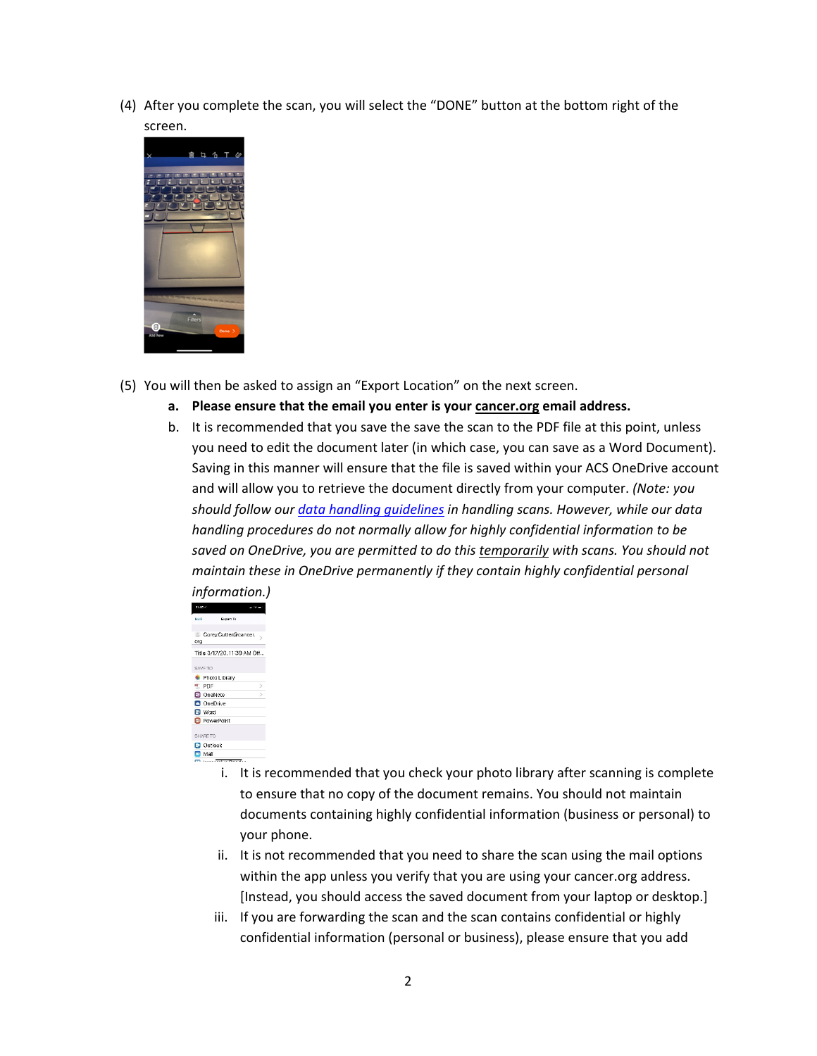(4) After you complete the scan, you will select the "DONE" button at the bottom right of the screen.

(5) You will then be asked to assign an "Export Location" on the next screen.

   **a.** **Please ensure that the email you enter is your cancer.org email address.**

   b. It is recommended that you save the save the scan to the PDF file at this point, unless you need to edit the document later (in which case, you can save as a Word Document). Saving in this manner will ensure that the file is saved within your ACS OneDrive account and will allow you to retrieve the document directly from your computer. *(Note: you should follow our data handling guidelines in handling scans. However, while our data handling procedures do not normally allow for highly confidential information to be saved on OneDrive, you are permitted to do this temporarily with scans. You should not maintain these in OneDrive permanently if they contain highly confidential personal information.)*

      i. It is recommended that you check your photo library after scanning is complete to ensure that no copy of the document remains. You should not maintain documents containing highly confidential information (business or personal) to your phone.

      ii. It is not recommended that you need to share the scan using the mail options within the app unless you verify that you are using your cancer.org address. [Instead, you should access the saved document from your laptop or desktop.]

      iii. If you are forwarding the scan and the scan contains confidential or highly confidential information (personal or business), please ensure that you add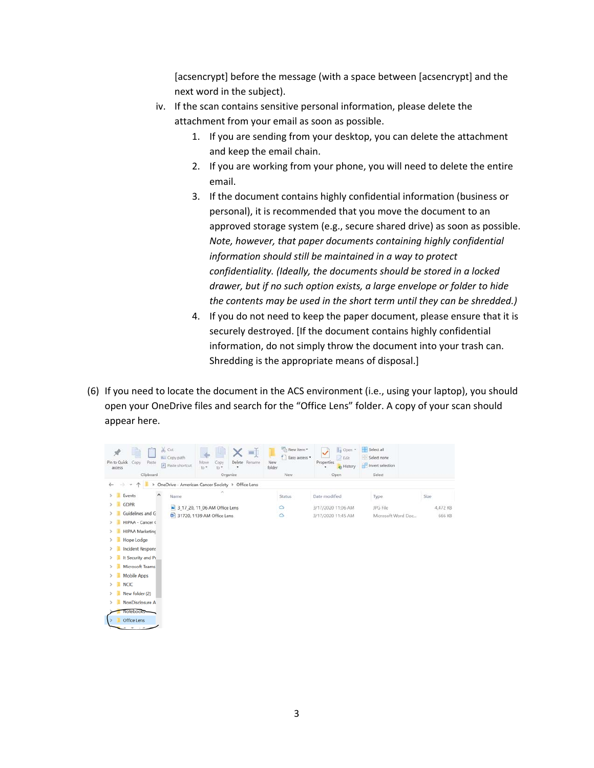[acsencrypt] before the message (with a space between [acsencrypt] and the next word in the subject).

iv. If the scan contains sensitive personal information, please delete the attachment from your email as soon as possible.

1. If you are sending from your desktop, you can delete the attachment and keep the email chain.
2. If you are working from your phone, you will need to delete the entire email.
3. If the document contains highly confidential information (business or personal), it is recommended that you move the document to an approved storage system (e.g., secure shared drive) as soon as possible. *Note, however, that paper documents containing highly confidential information should still be maintained in a way to protect confidentiality. (Ideally, the documents should be stored in a locked drawer, but if no such option exists, a large envelope or folder to hide the contents may be used in the short term until they can be shredded.)*
4. If you do not need to keep the paper document, please ensure that it is securely destroyed. [If the document contains highly confidential information, do not simply throw the document into your trash can. Shredding is the appropriate means of disposal.]

(6) If you need to locate the document in the ACS environment (i.e., using your laptop), you should open your OneDrive files and search for the "Office Lens" folder. A copy of your scan should appear here.